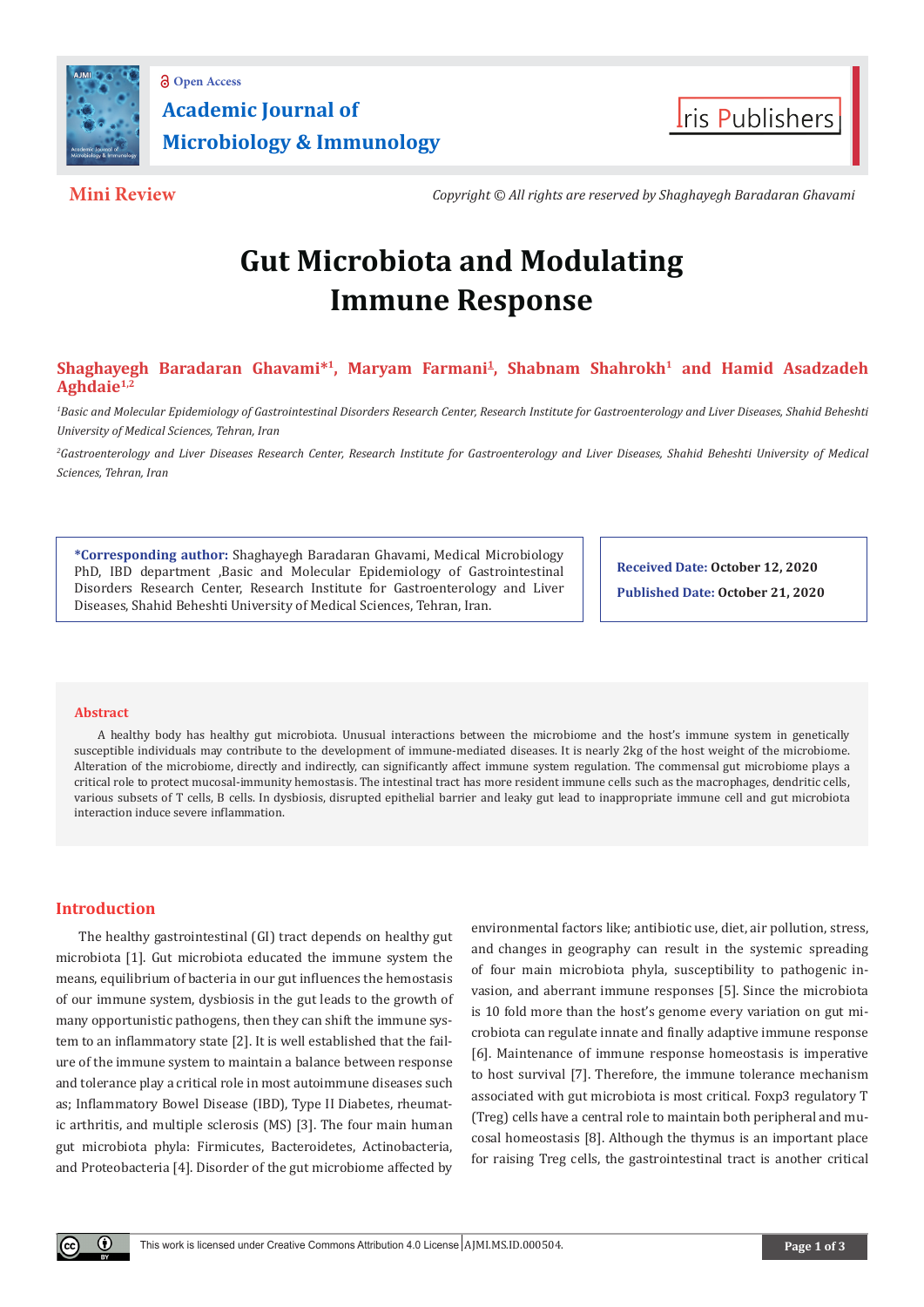Mini Review

Copyright © All rights are reserved by Shaghayegh Baradaran Ghavami

# Gut Microbiota and Modulating Immune Response

**Shaghayegh Baradaran Ghavami*[1], Maryam Farmani[1], Shabnam Shahrokh[1] and Hamid Asadzadeh Aghdaie[1,2]**

*[1]Basic and Molecular Epidemiology of Gastrointestinal Disorders Research Center, Research Institute for Gastroenterology and Liver Diseases, Shahid Beheshti University of Medical Sciences, Tehran, Iran*

*[2]Gastroenterology and Liver Diseases Research Center, Research Institute for Gastroenterology and Liver Diseases, Shahid Beheshti University of Medical Sciences, Tehran, Iran*

**\*Corresponding author:** Shaghayegh Baradaran Ghavami, Medical Microbiology PhD, IBD department ,Basic and Molecular Epidemiology of Gastrointestinal Disorders Research Center, Research Institute for Gastroenterology and Liver Diseases, Shahid Beheshti University of Medical Sciences, Tehran, Iran.

**Received Date:** October 12, 2020

**Published Date:** October 21, 2020

## Abstract

A healthy body has healthy gut microbiota. Unusual interactions between the microbiome and the host's immune system in genetically susceptible individuals may contribute to the development of immune-mediated diseases. It is nearly 2kg of the host weight of the microbiome. Alteration of the microbiome, directly and indirectly, can significantly affect immune system regulation. The commensal gut microbiome plays a critical role to protect mucosal-immunity hemostasis. The intestinal tract has more resident immune cells such as the macrophages, dendritic cells, various subsets of T cells, B cells. In dysbiosis, disrupted epithelial barrier and leaky gut lead to inappropriate immune cell and gut microbiota interaction induce severe inflammation.

## Introduction

The healthy gastrointestinal (GI) tract depends on healthy gut microbiota [1]. Gut microbiota educated the immune system the means, equilibrium of bacteria in our gut influences the hemostasis of our immune system, dysbiosis in the gut leads to the growth of many opportunistic pathogens, then they can shift the immune system to an inflammatory state [2]. It is well established that the failure of the immune system to maintain a balance between response and tolerance play a critical role in most autoimmune diseases such as; Inflammatory Bowel Disease (IBD), Type II Diabetes, rheumatic arthritis, and multiple sclerosis (MS) [3]. The four main human gut microbiota phyla: Firmicutes, Bacteroidetes, Actinobacteria, and Proteobacteria [4]. Disorder of the gut microbiome affected by environmental factors like; antibiotic use, diet, air pollution, stress, and changes in geography can result in the systemic spreading of four main microbiota phyla, susceptibility to pathogenic invasion, and aberrant immune responses [5]. Since the microbiota is 10 fold more than the host's genome every variation on gut microbiota can regulate innate and finally adaptive immune response [6]. Maintenance of immune response homeostasis is imperative to host survival [7]. Therefore, the immune tolerance mechanism associated with gut microbiota is most critical. Foxp3 regulatory T (Treg) cells have a central role to maintain both peripheral and mucosal homeostasis [8]. Although the thymus is an important place for raising Treg cells, the gastrointestinal tract is another critical

This work is licensed under Creative Commons Attribution 4.0 License AJMI.MS.ID.000504.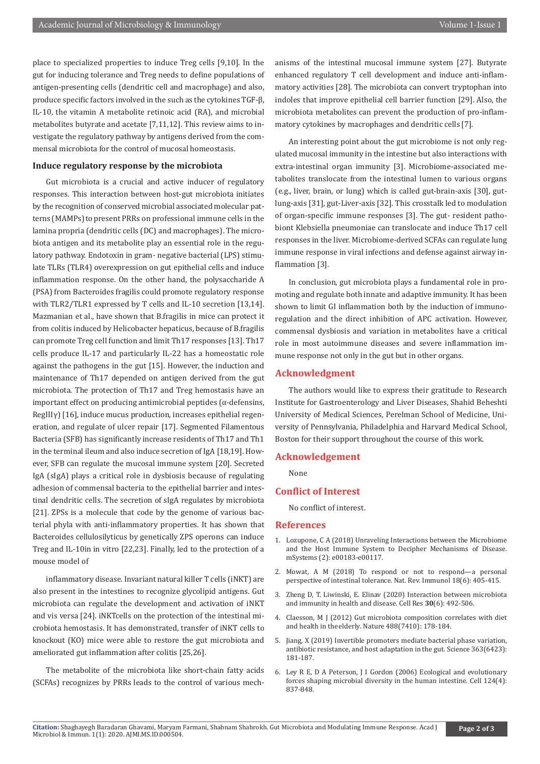place to specialized properties to induce Treg cells [9,10]. In the gut for inducing tolerance and Treg needs to define populations of antigen-presenting cells (dendritic cell and macrophage) and also, produce specific factors involved in the such as the cytokines TGF-β, IL-10, the vitamin A metabolite retinoic acid (RA), and microbial metabolites butyrate and acetate [7,11,12]. This review aims to investigate the regulatory pathway by antigens derived from the commensal microbiota for the control of mucosal homeostasis.

## Induce regulatory response by the microbiota

Gut microbiota is a crucial and active inducer of regulatory responses. This interaction between host-gut microbiota initiates by the recognition of conserved microbial associated molecular patterns (MAMPs) to present PRRs on professional immune cells in the lamina propria (dendritic cells (DC) and macrophages). The microbiota antigen and its metabolite play an essential role in the regulatory pathway. Endotoxin in gram- negative bacterial (LPS) stimulate TLRs (TLR4) overexpression on gut epithelial cells and induce inflammation response. On the other hand, the polysaccharide A (PSA) from Bacteroides fragilis could promote regulatory response with TLR2/TLR1 expressed by T cells and IL-10 secretion [13,14]. Mazmanian et al., have shown that B.fragilis in mice can protect it from colitis induced by Helicobacter hepaticus, because of B.fragilis can promote Treg cell function and limit Th17 responses [13]. Th17 cells produce IL-17 and particularly IL-22 has a homeostatic role against the pathogens in the gut [15]. However, the induction and maintenance of Th17 depended on antigen derived from the gut microbiota. The protection of Th17 and Treg hemostasis have an important effect on producing antimicrobial peptides (α-defensins, RegIIIγ) [16], induce mucus production, increases epithelial regeneration, and regulate of ulcer repair [17]. Segmented Filamentous Bacteria (SFB) has significantly increase residents of Th17 and Th1 in the terminal ileum and also induce secretion of IgA [18,19]. However, SFB can regulate the mucosal immune system [20]. Secreted IgA (sIgA) plays a critical role in dysbiosis because of regulating adhesion of commensal bacteria to the epithelial barrier and intestinal dendritic cells. The secretion of sIgA regulates by microbiota [21]. ZPSs is a molecule that code by the genome of various bacterial phyla with anti-inflammatory properties. It has shown that Bacteroides cellulosilyticus by genetically ZPS operons can induce Treg and IL-10in in vitro [22,23]. Finally, led to the protection of a mouse model of

inflammatory disease. Invariant natural killer T cells (iNKT) are also present in the intestines to recognize glycolipid antigens. Gut microbiota can regulate the development and activation of iNKT and vis versa [24]. iNKTcells on the protection of the intestinal microbiota hemostasis. It has demonstrated, transfer of iNKT cells to knockout (KO) mice were able to restore the gut microbiota and ameliorated gut inflammation after colitis [25,26].

The metabolite of the microbiota like short-chain fatty acids (SCFAs) recognizes by PRRs leads to the control of various mechanisms of the intestinal mucosal immune system [27]. Butyrate enhanced regulatory T cell development and induce anti-inflammatory activities [28]. The microbiota can convert tryptophan into indoles that improve epithelial cell barrier function [29]. Also, the microbiota metabolites can prevent the production of pro-inflammatory cytokines by macrophages and dendritic cells [7].

An interesting point about the gut microbiome is not only regulated mucosal immunity in the intestine but also interactions with extra-intestinal organ immunity [3]. Microbiome-associated metabolites translocate from the intestinal lumen to various organs (e.g., liver, brain, or lung) which is called gut-brain-axis [30], gut-lung-axis [31], gut-Liver-axis [32]. This crosstalk led to modulation of organ-specific immune responses [3]. The gut- resident pathobiont Klebsiella pneumoniae can translocate and induce Th17 cell responses in the liver. Microbiome-derived SCFAs can regulate lung immune response in viral infections and defense against airway inflammation [3].

In conclusion, gut microbiota plays a fundamental role in promoting and regulate both innate and adaptive immunity. It has been shown to limit GI inflammation both by the induction of immunoregulation and the direct inhibition of APC activation. However, commensal dysbiosis and variation in metabolites have a critical role in most autoimmune diseases and severe inflammation immune response not only in the gut but in other organs.

## Acknowledgment

The authors would like to express their gratitude to Research Institute for Gastroenterology and Liver Diseases, Shahid Beheshti University of Medical Sciences, Perelman School of Medicine, University of Pennsylvania, Philadelphia and Harvard Medical School, Boston for their support throughout the course of this work.

## Acknowledgement

None

## Conflict of Interest

No conflict of interest.

## References

1. Lozupone, C A (2018) Unraveling Interactions between the Microbiome and the Host Immune System to Decipher Mechanisms of Disease. mSystems (2): e00183-e00117.
2. Mowat, A M (2018) To respond or not to respond—a personal perspective of intestinal tolerance. Nat. Rev. Immunol 18(6): 405-415.
3. Zheng D, T. Liwinski, E. Elinav (2020) Interaction between microbiota and immunity in health and disease. Cell Res **30**(6): 492-506.
4. Claesson, M J (2012) Gut microbiota composition correlates with diet and health in theelderly. Nature 488(7410): 178-184.
5. Jiang, X (2019) Invertible promoters mediate bacterial phase variation, antibiotic resistance, and host adaptation in the gut. Science 363(6423): 181-187.
6. Ley R E, D A Peterson, J I Gordon (2006) Ecological and evolutionary forces shaping microbial diversity in the human intestine. Cell 124(4): 837-848.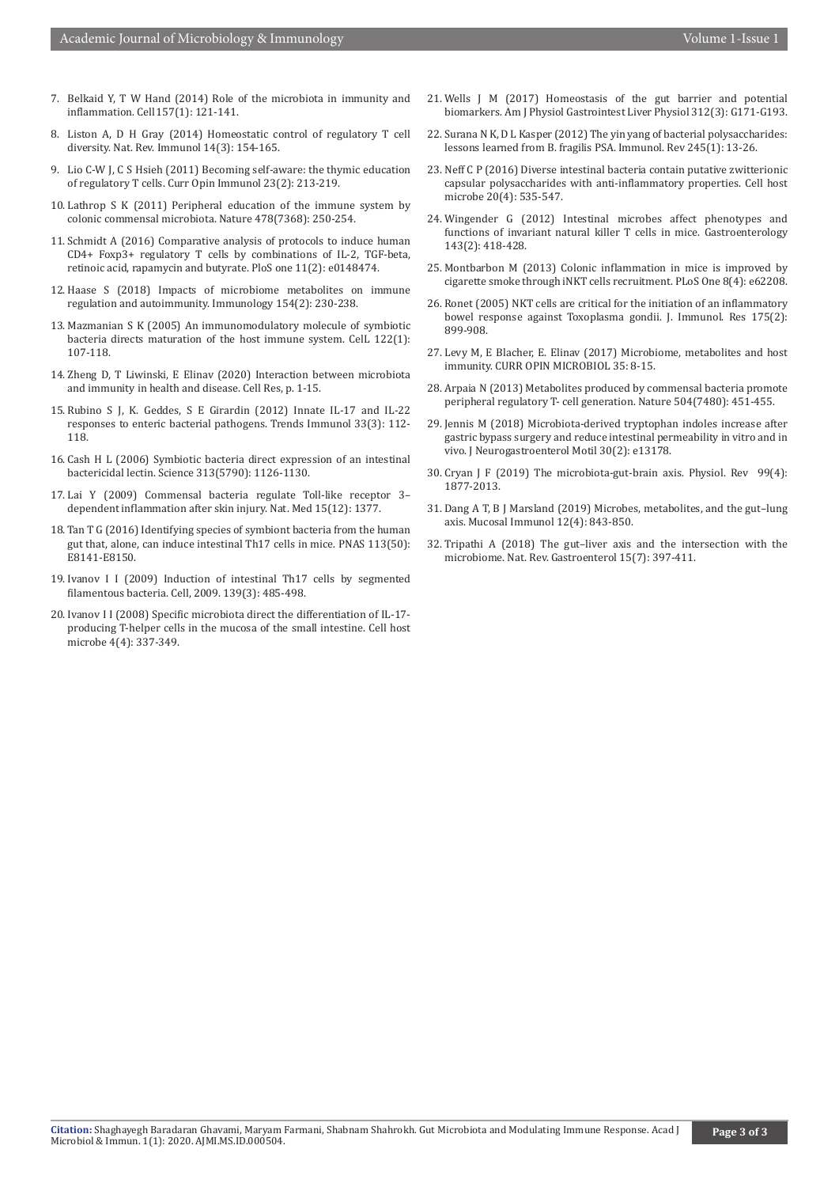7. Belkaid Y, T W Hand (2014) Role of the microbiota in immunity and inflammation. Cell157(1): 121-141.
8. Liston A, D H Gray (2014) Homeostatic control of regulatory T cell diversity. Nat. Rev. Immunol 14(3): 154-165.
9. Lio C-W J, C S Hsieh (2011) Becoming self-aware: the thymic education of regulatory T cells. Curr Opin Immunol 23(2): 213-219.
10. Lathrop S K (2011) Peripheral education of the immune system by colonic commensal microbiota. Nature 478(7368): 250-254.
11. Schmidt A (2016) Comparative analysis of protocols to induce human CD4+ Foxp3+ regulatory T cells by combinations of IL-2, TGF-beta, retinoic acid, rapamycin and butyrate. PloS one 11(2): e0148474.
12. Haase S (2018) Impacts of microbiome metabolites on immune regulation and autoimmunity. Immunology 154(2): 230-238.
13. Mazmanian S K (2005) An immunomodulatory molecule of symbiotic bacteria directs maturation of the host immune system. CelL 122(1): 107-118.
14. Zheng D, T Liwinski, E Elinav (2020) Interaction between microbiota and immunity in health and disease. Cell Res, p. 1-15.
15. Rubino S J, K. Geddes, S E Girardin (2012) Innate IL-17 and IL-22 responses to enteric bacterial pathogens. Trends Immunol 33(3): 112-118.
16. Cash H L (2006) Symbiotic bacteria direct expression of an intestinal bactericidal lectin. Science 313(5790): 1126-1130.
17. Lai Y (2009) Commensal bacteria regulate Toll-like receptor 3–dependent inflammation after skin injury. Nat. Med 15(12): 1377.
18. Tan T G (2016) Identifying species of symbiont bacteria from the human gut that, alone, can induce intestinal Th17 cells in mice. PNAS 113(50): E8141-E8150.
19. Ivanov I I (2009) Induction of intestinal Th17 cells by segmented filamentous bacteria. Cell, 2009. 139(3): 485-498.
20. Ivanov I I (2008) Specific microbiota direct the differentiation of IL-17-producing T-helper cells in the mucosa of the small intestine. Cell host microbe 4(4): 337-349.
21. Wells J M (2017) Homeostasis of the gut barrier and potential biomarkers. Am J Physiol Gastrointest Liver Physiol 312(3): G171-G193.
22. Surana N K, D L Kasper (2012) The yin yang of bacterial polysaccharides: lessons learned from B. fragilis PSA. Immunol. Rev 245(1): 13-26.
23. Neff C P (2016) Diverse intestinal bacteria contain putative zwitterionic capsular polysaccharides with anti-inflammatory properties. Cell host microbe 20(4): 535-547.
24. Wingender G (2012) Intestinal microbes affect phenotypes and functions of invariant natural killer T cells in mice. Gastroenterology 143(2): 418-428.
25. Montbarbon M (2013) Colonic inflammation in mice is improved by cigarette smoke through iNKT cells recruitment. PLoS One 8(4): e62208.
26. Ronet (2005) NKT cells are critical for the initiation of an inflammatory bowel response against Toxoplasma gondii. J. Immunol. Res 175(2): 899-908.
27. Levy M, E Blacher, E. Elinav (2017) Microbiome, metabolites and host immunity. CURR OPIN MICROBIOL 35: 8-15.
28. Arpaia N (2013) Metabolites produced by commensal bacteria promote peripheral regulatory T- cell generation. Nature 504(7480): 451-455.
29. Jennis M (2018) Microbiota-derived tryptophan indoles increase after gastric bypass surgery and reduce intestinal permeability in vitro and in vivo. J Neurogastroenterol Motil 30(2): e13178.
30. Cryan J F (2019) The microbiota-gut-brain axis. Physiol. Rev 99(4): 1877-2013.
31. Dang A T, B J Marsland (2019) Microbes, metabolites, and the gut–lung axis. Mucosal Immunol 12(4): 843-850.
32. Tripathi A (2018) The gut–liver axis and the intersection with the microbiome. Nat. Rev. Gastroenterol 15(7): 397-411.

**Citation:** Shaghayegh Baradaran Ghavami, Maryam Farmani, Shabnam Shahrokh. Gut Microbiota and Modulating Immune Response. Acad J Microbiol & Immun. 1(1): 2020. AJMI.MS.ID.000504.